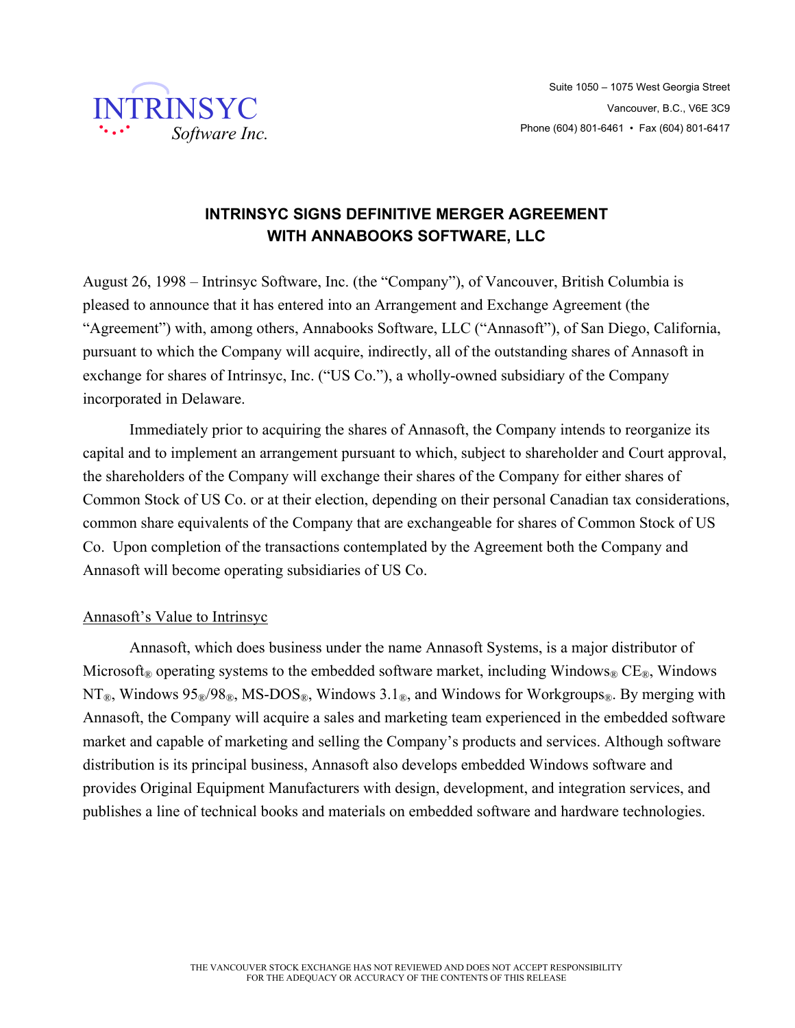INTRINSYC
Software Inc.

Suite 1050 – 1075 West Georgia Street
Vancouver, B.C., V6E 3C9
Phone (604) 801-6461 • Fax (604) 801-6417

# INTRINSYC SIGNS DEFINITIVE MERGER AGREEMENT WITH ANNABOOKS SOFTWARE, LLC

August 26, 1998 – Intrinsyc Software, Inc. (the "Company"), of Vancouver, British Columbia is pleased to announce that it has entered into an Arrangement and Exchange Agreement (the "Agreement") with, among others, Annabooks Software, LLC ("Annasoft"), of San Diego, California, pursuant to which the Company will acquire, indirectly, all of the outstanding shares of Annasoft in exchange for shares of Intrinsyc, Inc. ("US Co."), a wholly-owned subsidiary of the Company incorporated in Delaware.

Immediately prior to acquiring the shares of Annasoft, the Company intends to reorganize its capital and to implement an arrangement pursuant to which, subject to shareholder and Court approval, the shareholders of the Company will exchange their shares of the Company for either shares of Common Stock of US Co. or at their election, depending on their personal Canadian tax considerations, common share equivalents of the Company that are exchangeable for shares of Common Stock of US Co. Upon completion of the transactions contemplated by the Agreement both the Company and Annasoft will become operating subsidiaries of US Co.

## Annasoft's Value to Intrinsyc

Annasoft, which does business under the name Annasoft Systems, is a major distributor of Microsoft® operating systems to the embedded software market, including Windows® CE®, Windows NT®, Windows 95®/98®, MS-DOS®, Windows 3.1®, and Windows for Workgroups®. By merging with Annasoft, the Company will acquire a sales and marketing team experienced in the embedded software market and capable of marketing and selling the Company's products and services. Although software distribution is its principal business, Annasoft also develops embedded Windows software and provides Original Equipment Manufacturers with design, development, and integration services, and publishes a line of technical books and materials on embedded software and hardware technologies.

THE VANCOUVER STOCK EXCHANGE HAS NOT REVIEWED AND DOES NOT ACCEPT RESPONSIBILITY FOR THE ADEQUACY OR ACCURACY OF THE CONTENTS OF THIS RELEASE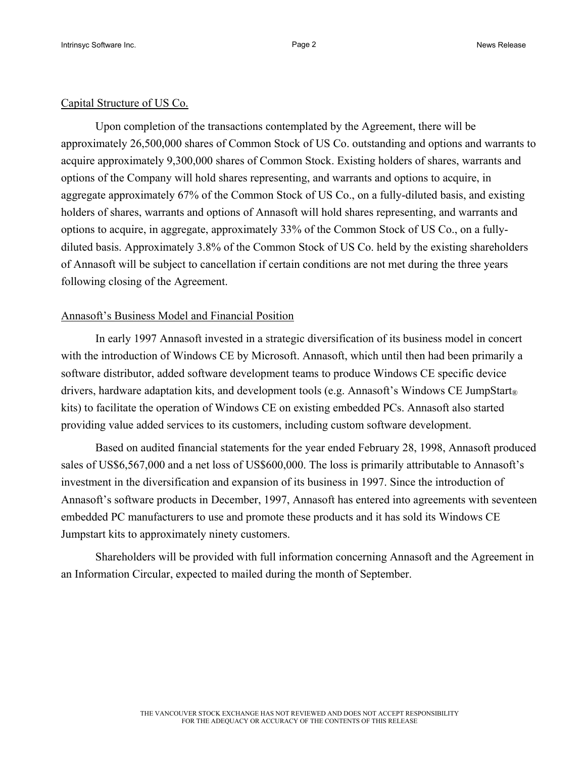Capital Structure of US Co.

Upon completion of the transactions contemplated by the Agreement, there will be approximately 26,500,000 shares of Common Stock of US Co. outstanding and options and warrants to acquire approximately 9,300,000 shares of Common Stock. Existing holders of shares, warrants and options of the Company will hold shares representing, and warrants and options to acquire, in aggregate approximately 67% of the Common Stock of US Co., on a fully-diluted basis, and existing holders of shares, warrants and options of Annasoft will hold shares representing, and warrants and options to acquire, in aggregate, approximately 33% of the Common Stock of US Co., on a fully-diluted basis. Approximately 3.8% of the Common Stock of US Co. held by the existing shareholders of Annasoft will be subject to cancellation if certain conditions are not met during the three years following closing of the Agreement.

Annasoft's Business Model and Financial Position

In early 1997 Annasoft invested in a strategic diversification of its business model in concert with the introduction of Windows CE by Microsoft. Annasoft, which until then had been primarily a software distributor, added software development teams to produce Windows CE specific device drivers, hardware adaptation kits, and development tools (e.g. Annasoft's Windows CE JumpStart® kits) to facilitate the operation of Windows CE on existing embedded PCs. Annasoft also started providing value added services to its customers, including custom software development.

Based on audited financial statements for the year ended February 28, 1998, Annasoft produced sales of US$6,567,000 and a net loss of US$600,000. The loss is primarily attributable to Annasoft's investment in the diversification and expansion of its business in 1997. Since the introduction of Annasoft's software products in December, 1997, Annasoft has entered into agreements with seventeen embedded PC manufacturers to use and promote these products and it has sold its Windows CE Jumpstart kits to approximately ninety customers.

Shareholders will be provided with full information concerning Annasoft and the Agreement in an Information Circular, expected to mailed during the month of September.

THE VANCOUVER STOCK EXCHANGE HAS NOT REVIEWED AND DOES NOT ACCEPT RESPONSIBILITY FOR THE ADEQUACY OR ACCURACY OF THE CONTENTS OF THIS RELEASE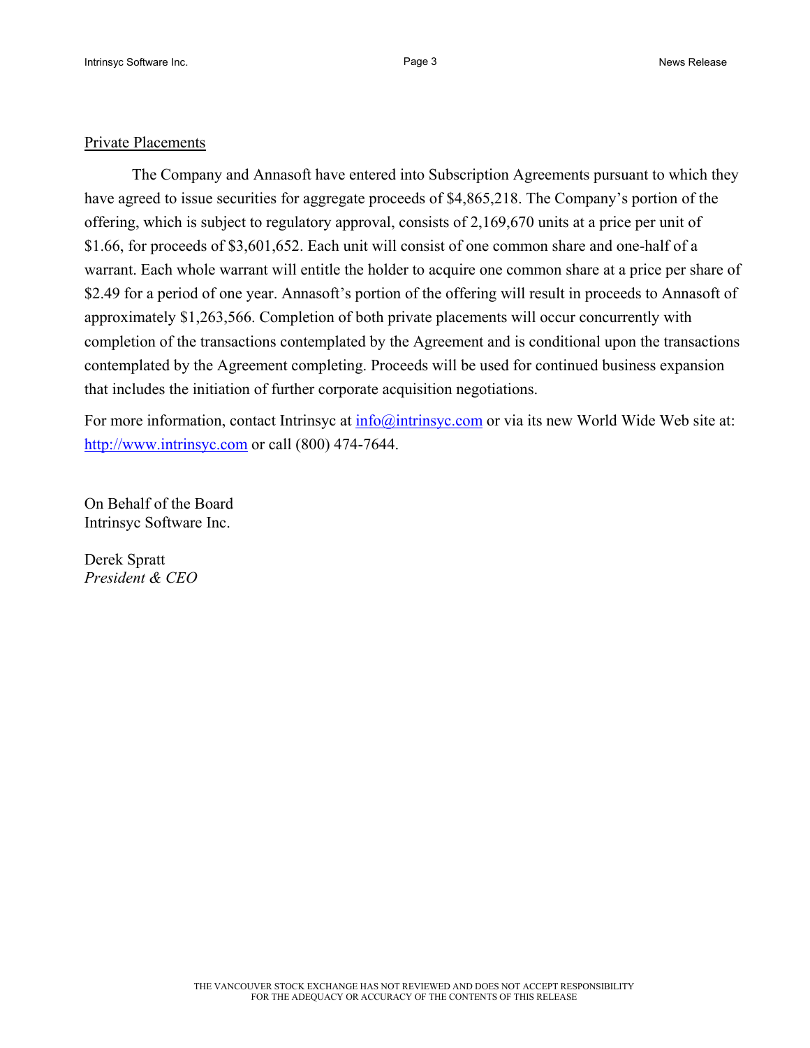Private Placements

The Company and Annasoft have entered into Subscription Agreements pursuant to which they have agreed to issue securities for aggregate proceeds of $4,865,218. The Company's portion of the offering, which is subject to regulatory approval, consists of 2,169,670 units at a price per unit of $1.66, for proceeds of $3,601,652. Each unit will consist of one common share and one-half of a warrant. Each whole warrant will entitle the holder to acquire one common share at a price per share of $2.49 for a period of one year. Annasoft's portion of the offering will result in proceeds to Annasoft of approximately $1,263,566. Completion of both private placements will occur concurrently with completion of the transactions contemplated by the Agreement and is conditional upon the transactions contemplated by the Agreement completing. Proceeds will be used for continued business expansion that includes the initiation of further corporate acquisition negotiations.

For more information, contact Intrinsyc at info@intrinsyc.com or via its new World Wide Web site at: http://www.intrinsyc.com or call (800) 474-7644.

On Behalf of the Board
Intrinsyc Software Inc.

Derek Spratt
*President & CEO*

THE VANCOUVER STOCK EXCHANGE HAS NOT REVIEWED AND DOES NOT ACCEPT RESPONSIBILITY FOR THE ADEQUACY OR ACCURACY OF THE CONTENTS OF THIS RELEASE